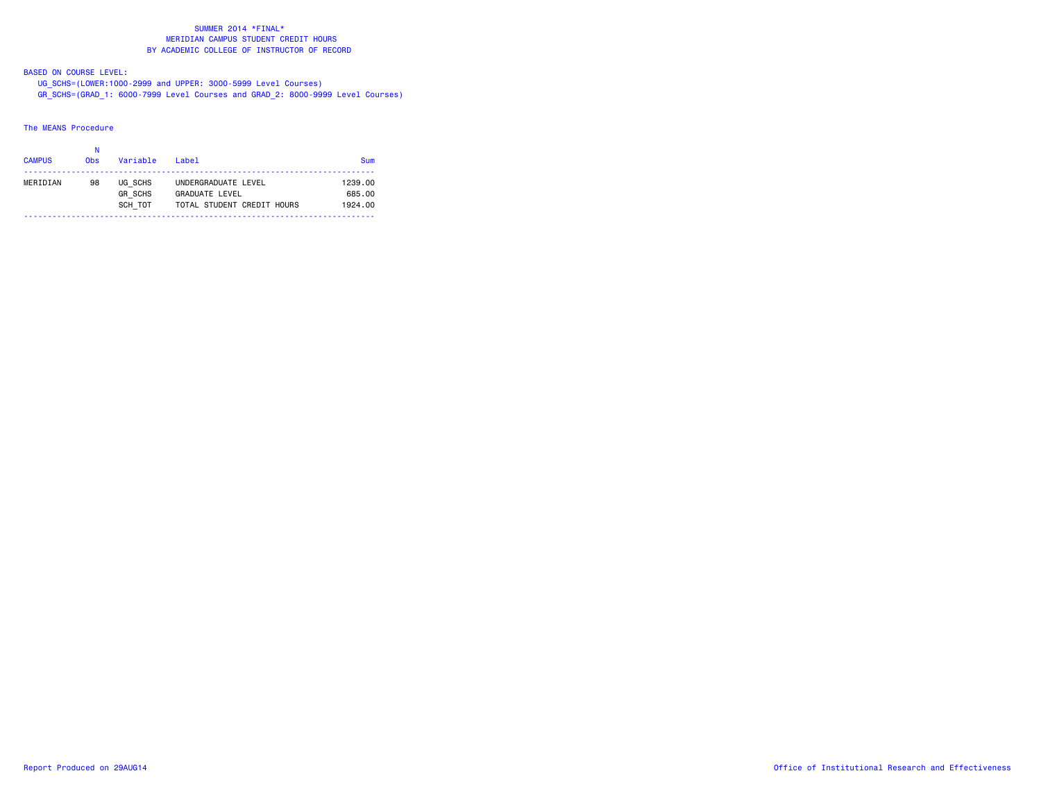# SUMMER 2014 *FINAL*
## MERIDIAN CAMPUS STUDENT CREDIT HOURS
## BY ACADEMIC COLLEGE OF INSTRUCTOR OF RECORD

BASED ON COURSE LEVEL:

UG_SCHS=(LOWER:1000-2999 and UPPER: 3000-5999 Level Courses)

GR_SCHS=(GRAD_1: 6000-7999 Level Courses and GRAD_2: 8000-9999 Level Courses)

The MEANS Procedure

| CAMPUS | N Obs | Variable | Label | Sum |
|---|---|---|---|---|
| MERIDIAN | 98 | UG_SCHS | UNDERGRADUATE LEVEL | 1239.00 |
| | | GR_SCHS | GRADUATE LEVEL | 685.00 |
| | | SCH_TOT | TOTAL STUDENT CREDIT HOURS | 1924.00 |

Report Produced on 29AUG14

Office of Institutional Research and Effectiveness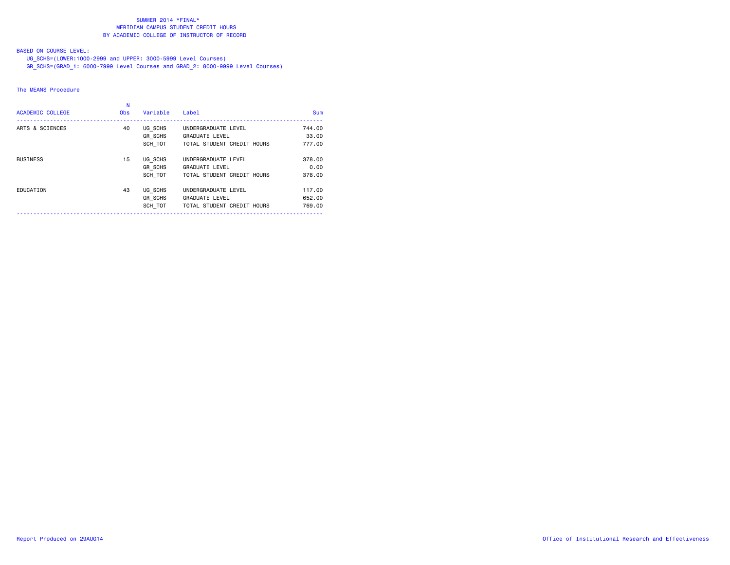# SUMMER 2014 *FINAL*
## MERIDIAN CAMPUS STUDENT CREDIT HOURS
## BY ACADEMIC COLLEGE OF INSTRUCTOR OF RECORD

BASED ON COURSE LEVEL:
UG_SCHS=(LOWER:1000-2999 and UPPER: 3000-5999 Level Courses)
GR_SCHS=(GRAD_1: 6000-7999 Level Courses and GRAD_2: 8000-9999 Level Courses)

The MEANS Procedure

| ACADEMIC COLLEGE | N Obs | Variable | Label | Sum |
|---|---|---|---|---|
| ARTS & SCIENCES | 40 | UG_SCHS | UNDERGRADUATE LEVEL | 744.00 |
| | | GR_SCHS | GRADUATE LEVEL | 33.00 |
| | | SCH_TOT | TOTAL STUDENT CREDIT HOURS | 777.00 |
| BUSINESS | 15 | UG_SCHS | UNDERGRADUATE LEVEL | 378.00 |
| | | GR_SCHS | GRADUATE LEVEL | 0.00 |
| | | SCH_TOT | TOTAL STUDENT CREDIT HOURS | 378.00 |
| EDUCATION | 43 | UG_SCHS | UNDERGRADUATE LEVEL | 117.00 |
| | | GR_SCHS | GRADUATE LEVEL | 652.00 |
| | | SCH_TOT | TOTAL STUDENT CREDIT HOURS | 769.00 |

Report Produced on 29AUG14 Office of Institutional Research and Effectiveness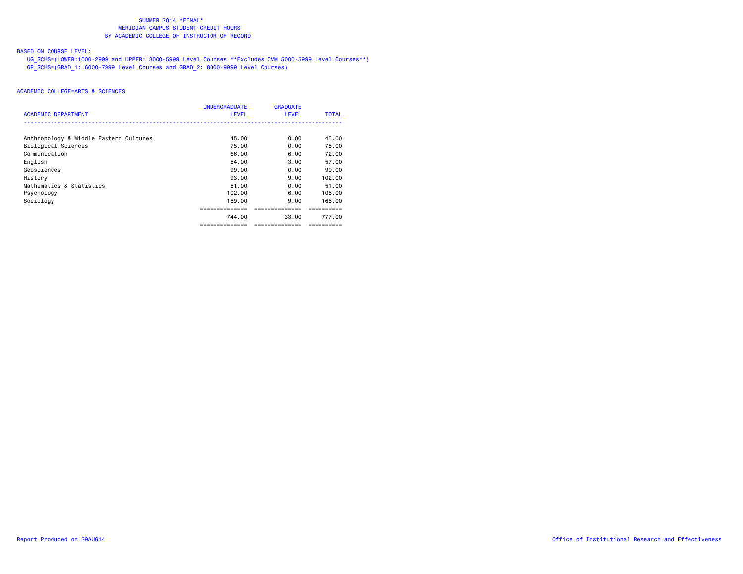SUMMER 2014 *FINAL*
MERIDIAN CAMPUS STUDENT CREDIT HOURS
BY ACADEMIC COLLEGE OF INSTRUCTOR OF RECORD

BASED ON COURSE LEVEL:
UG_SCHS=(LOWER:1000-2999 and UPPER: 3000-5999 Level Courses **Excludes CVM 5000-5999 Level Courses**)
GR_SCHS=(GRAD_1: 6000-7999 Level Courses and GRAD_2: 8000-9999 Level Courses)

ACADEMIC COLLEGE=ARTS & SCIENCES

| ACADEMIC DEPARTMENT | UNDERGRADUATE LEVEL | GRADUATE LEVEL | TOTAL |
|---|---|---|---|
| Anthropology & Middle Eastern Cultures | 45.00 | 0.00 | 45.00 |
| Biological Sciences | 75.00 | 0.00 | 75.00 |
| Communication | 66.00 | 6.00 | 72.00 |
| English | 54.00 | 3.00 | 57.00 |
| Geosciences | 99.00 | 0.00 | 99.00 |
| History | 93.00 | 9.00 | 102.00 |
| Mathematics & Statistics | 51.00 | 0.00 | 51.00 |
| Psychology | 102.00 | 6.00 | 108.00 |
| Sociology | 159.00 | 9.00 | 168.00 |
| | 744.00 | 33.00 | 777.00 |

Report Produced on 29AUG14

Office of Institutional Research and Effectiveness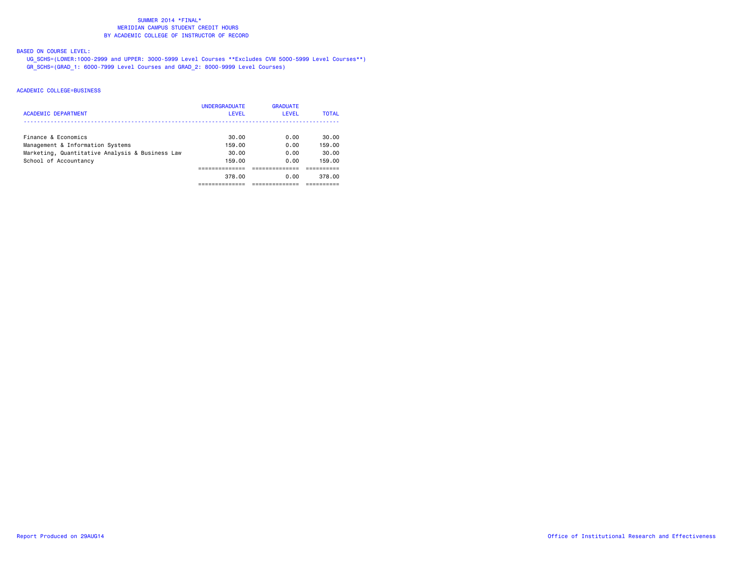SUMMER 2014 *FINAL*
MERIDIAN CAMPUS STUDENT CREDIT HOURS
BY ACADEMIC COLLEGE OF INSTRUCTOR OF RECORD

BASED ON COURSE LEVEL:
UG_SCHS=(LOWER:1000-2999 and UPPER: 3000-5999 Level Courses **Excludes CVM 5000-5999 Level Courses**)
GR_SCHS=(GRAD_1: 6000-7999 Level Courses and GRAD_2: 8000-9999 Level Courses)

ACADEMIC COLLEGE=BUSINESS

| ACADEMIC DEPARTMENT | UNDERGRADUATE LEVEL | GRADUATE LEVEL | TOTAL |
|---|---|---|---|
| Finance & Economics | 30.00 | 0.00 | 30.00 |
| Management & Information Systems | 159.00 | 0.00 | 159.00 |
| Marketing, Quantitative Analysis & Business Law | 30.00 | 0.00 | 30.00 |
| School of Accountancy | 159.00 | 0.00 | 159.00 |
| | 378.00 | 0.00 | 378.00 |

Report Produced on 29AUG14

Office of Institutional Research and Effectiveness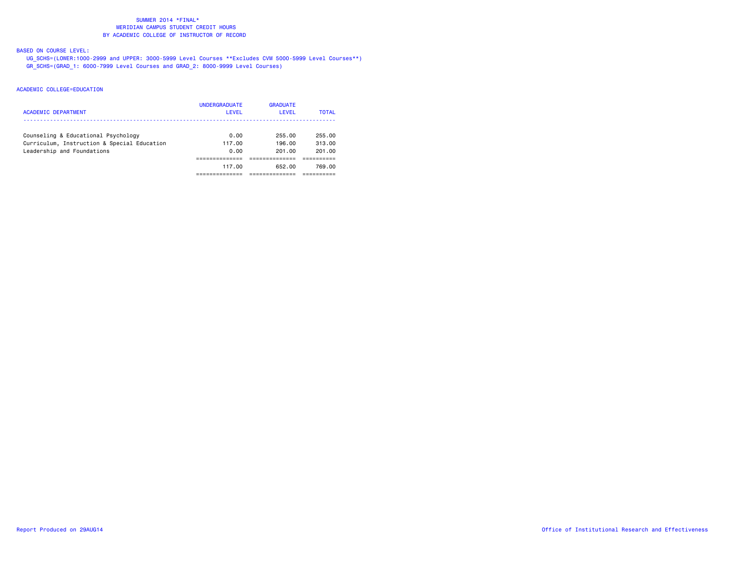SUMMER 2014 *FINAL*
MERIDIAN CAMPUS STUDENT CREDIT HOURS
BY ACADEMIC COLLEGE OF INSTRUCTOR OF RECORD

BASED ON COURSE LEVEL:
UG_SCHS=(LOWER:1000-2999 and UPPER: 3000-5999 Level Courses **Excludes CVM 5000-5999 Level Courses**)
GR_SCHS=(GRAD_1: 6000-7999 Level Courses and GRAD_2: 8000-9999 Level Courses)

ACADEMIC COLLEGE=EDUCATION

| ACADEMIC DEPARTMENT | UNDERGRADUATE LEVEL | GRADUATE LEVEL | TOTAL |
|---|---|---|---|
| Counseling & Educational Psychology | 0.00 | 255.00 | 255.00 |
| Curriculum, Instruction & Special Education | 117.00 | 196.00 | 313.00 |
| Leadership and Foundations | 0.00 | 201.00 | 201.00 |
| | 117.00 | 652.00 | 769.00 |

Report Produced on 29AUG14

Office of Institutional Research and Effectiveness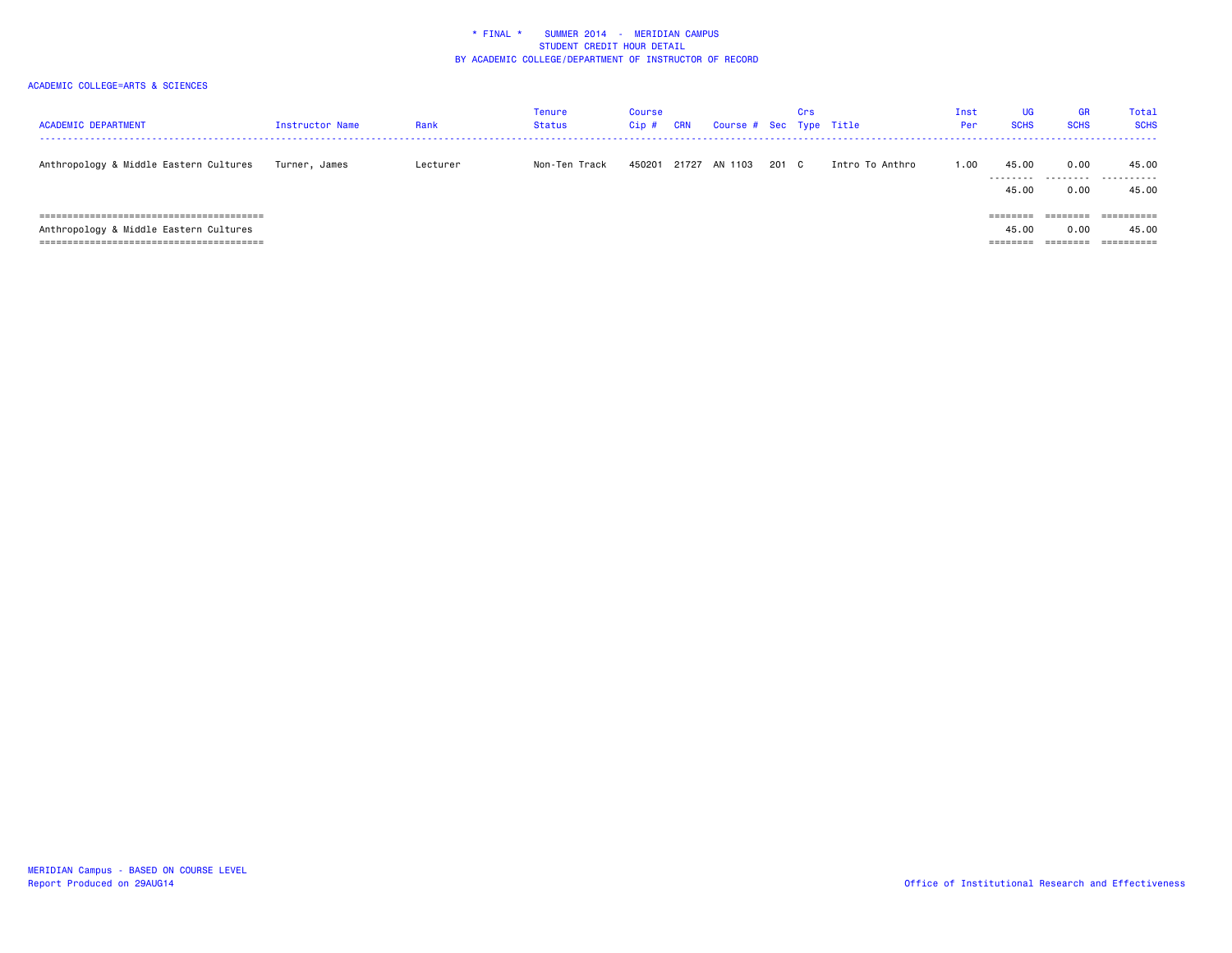\* FINAL \*    SUMMER 2014  -  MERIDIAN CAMPUS
STUDENT CREDIT HOUR DETAIL
BY ACADEMIC COLLEGE/DEPARTMENT OF INSTRUCTOR OF RECORD

ACADEMIC COLLEGE=ARTS & SCIENCES

| ACADEMIC DEPARTMENT | Instructor Name | Rank | Tenure Status | Course Cip # | CRN | Course # | Sec | Crs Type | Title | Inst Per | UG SCHS | GR SCHS | Total SCHS |
|---|---|---|---|---|---|---|---|---|---|---|---|---|---|
| Anthropology & Middle Eastern Cultures | Turner, James | Lecturer | Non-Ten Track | 450201 | 21727 | AN 1103 | 201 | C | Intro To Anthro | 1.00 | 45.00 | 0.00 | 45.00 |
| | | | | | | | | | | | 45.00 | 0.00 | 45.00 |
| Anthropology & Middle Eastern Cultures | | | | | | | | | | | 45.00 | 0.00 | 45.00 |

MERIDIAN Campus - BASED ON COURSE LEVEL
Report Produced on 29AUG14

Office of Institutional Research and Effectiveness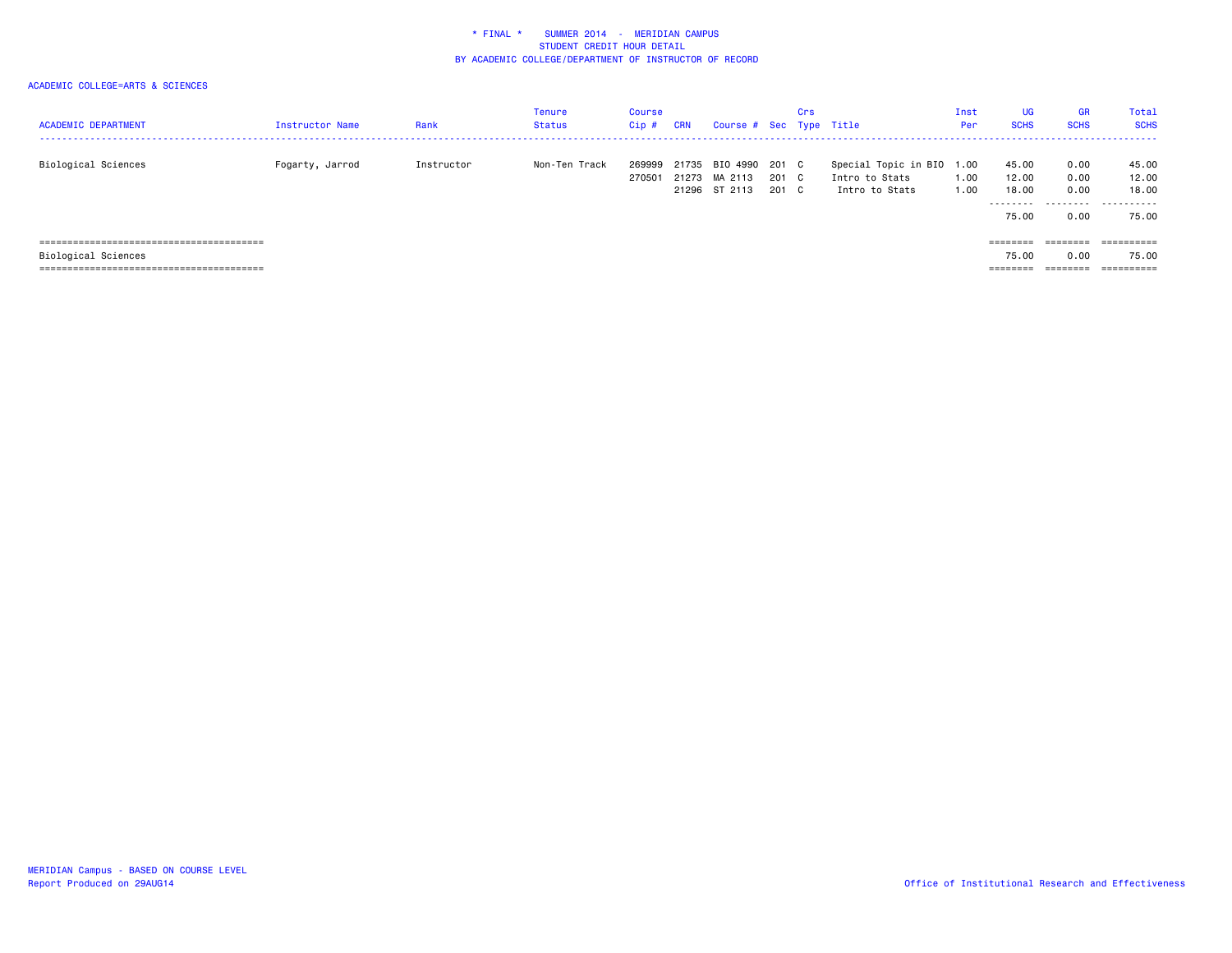\* FINAL \*    SUMMER 2014  -  MERIDIAN CAMPUS
STUDENT CREDIT HOUR DETAIL
BY ACADEMIC COLLEGE/DEPARTMENT OF INSTRUCTOR OF RECORD

ACADEMIC COLLEGE=ARTS & SCIENCES

| ACADEMIC DEPARTMENT | Instructor Name | Rank | Tenure Status | Course Cip # | CRN | Course # | Sec | Crs Type | Title | Inst Per | UG SCHS | GR SCHS | Total SCHS |
|---|---|---|---|---|---|---|---|---|---|---|---|---|---|
| Biological Sciences | Fogarty, Jarrod | Instructor | Non-Ten Track | 269999 | 21735 | BIO 4990 | 201 | C | Special Topic in BIO | 1.00 | 45.00 | 0.00 | 45.00 |
| | | | | 270501 | 21273 | MA 2113 | 201 | C | Intro to Stats | 1.00 | 12.00 | 0.00 | 12.00 |
| | | | | | 21296 | ST 2113 | 201 | C | Intro to Stats | 1.00 | 18.00 | 0.00 | 18.00 |
| | | | | | | | | | | | 75.00 | 0.00 | 75.00 |
| Biological Sciences | | | | | | | | | | | 75.00 | 0.00 | 75.00 |

MERIDIAN Campus - BASED ON COURSE LEVEL
Report Produced on 29AUG14

Office of Institutional Research and Effectiveness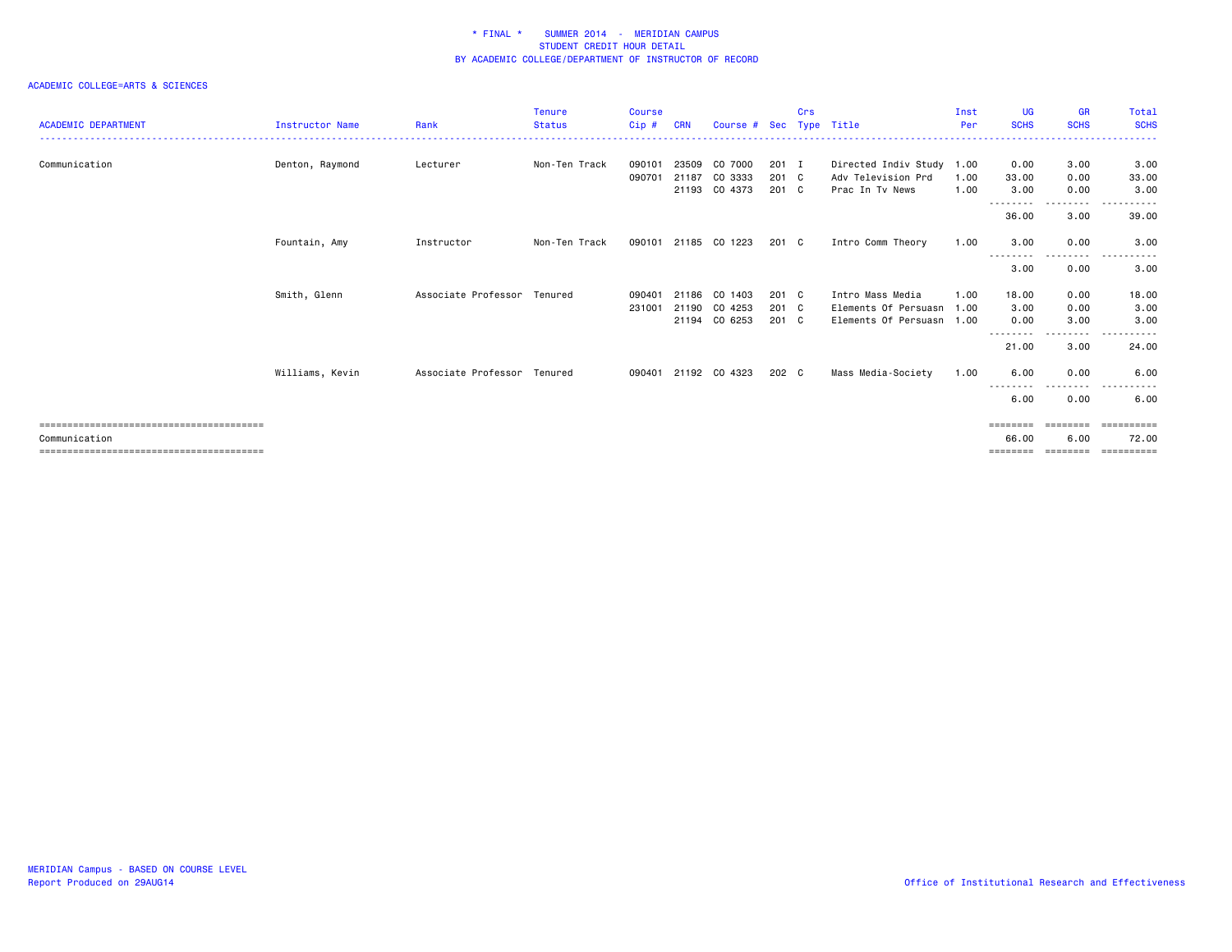# * FINAL * SUMMER 2014 - MERIDIAN CAMPUS
## STUDENT CREDIT HOUR DETAIL
## BY ACADEMIC COLLEGE/DEPARTMENT OF INSTRUCTOR OF RECORD

ACADEMIC COLLEGE=ARTS & SCIENCES

| ACADEMIC DEPARTMENT | Instructor Name | Rank | Tenure Status | Course Cip # | CRN | Course # | Sec | Crs Type | Title | Inst Per | UG SCHS | GR SCHS | Total SCHS |
|---|---|---|---|---|---|---|---|---|---|---|---|---|---|
| Communication | Denton, Raymond | Lecturer | Non-Ten Track | 090101 | 23509 | CO 7000 | 201 | I | Directed Indiv Study | 1.00 | 0.00 | 3.00 | 3.00 |
| | | | | 090701 | 21187 | CO 3333 | 201 | C | Adv Television Prd | 1.00 | 33.00 | 0.00 | 33.00 |
| | | | | | 21193 | CO 4373 | 201 | C | Prac In Tv News | 1.00 | 3.00 | 0.00 | 3.00 |
| | | | | | | | | | | | 36.00 | 3.00 | 39.00 |
| | Fountain, Amy | Instructor | Non-Ten Track | 090101 | 21185 | CO 1223 | 201 | C | Intro Comm Theory | 1.00 | 3.00 | 0.00 | 3.00 |
| | | | | | | | | | | | 3.00 | 0.00 | 3.00 |
| | Smith, Glenn | Associate Professor | Tenured | 090401 | 21186 | CO 1403 | 201 | C | Intro Mass Media | 1.00 | 18.00 | 0.00 | 18.00 |
| | | | | 231001 | 21190 | CO 4253 | 201 | C | Elements Of Persuasn | 1.00 | 3.00 | 0.00 | 3.00 |
| | | | | | 21194 | CO 6253 | 201 | C | Elements Of Persuasn | 1.00 | 0.00 | 3.00 | 3.00 |
| | | | | | | | | | | | 21.00 | 3.00 | 24.00 |
| | Williams, Kevin | Associate Professor | Tenured | 090401 | 21192 | CO 4323 | 202 | C | Mass Media-Society | 1.00 | 6.00 | 0.00 | 6.00 |
| | | | | | | | | | | | 6.00 | 0.00 | 6.00 |
| Communication | | | | | | | | | | | 66.00 | 6.00 | 72.00 |

MERIDIAN Campus - BASED ON COURSE LEVEL
Report Produced on 29AUG14

Office of Institutional Research and Effectiveness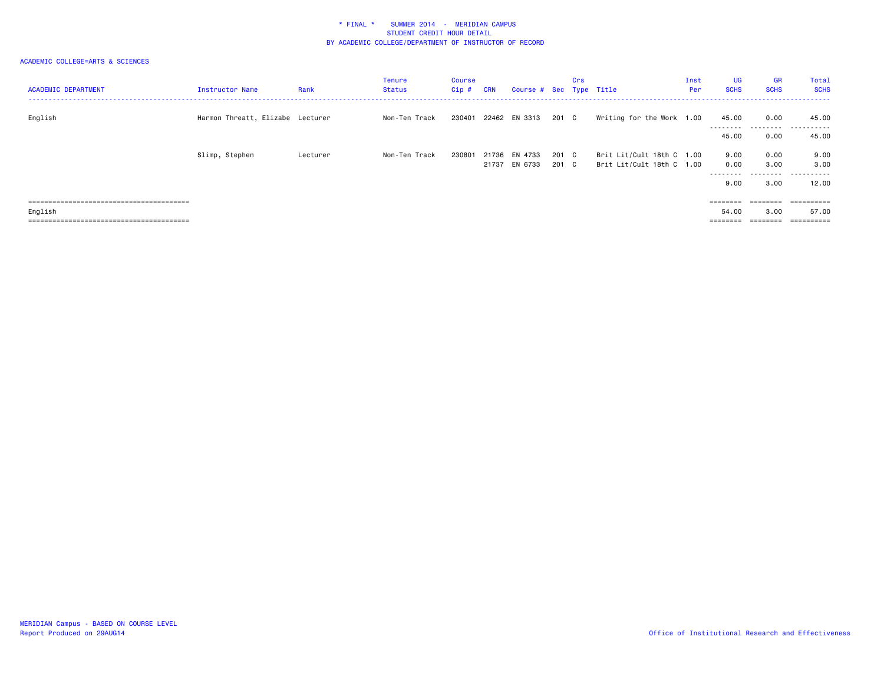\* FINAL \*    SUMMER 2014 - MERIDIAN CAMPUS
STUDENT CREDIT HOUR DETAIL
BY ACADEMIC COLLEGE/DEPARTMENT OF INSTRUCTOR OF RECORD

ACADEMIC COLLEGE=ARTS & SCIENCES

| ACADEMIC DEPARTMENT | Instructor Name | Rank | Tenure Status | Course Cip # | CRN | Course # | Sec | Crs Type | Title | Inst Per | UG SCHS | GR SCHS | Total SCHS |
|---|---|---|---|---|---|---|---|---|---|---|---|---|---|
| English | Harmon Threatt, Elizabe | Lecturer | Non-Ten Track | 230401 | 22462 | EN 3313 | 201 | C | Writing for the Work | 1.00 | 45.00 | 0.00 | 45.00 |
| | | | | | | | | | | | 45.00 | 0.00 | 45.00 |
| | Slimp, Stephen | Lecturer | Non-Ten Track | 230801 | 21736 | EN 4733 | 201 | C | Brit Lit/Cult 18th C | 1.00 | 9.00 | 0.00 | 9.00 |
| | | | | | 21737 | EN 6733 | 201 | C | Brit Lit/Cult 18th C | 1.00 | 0.00 | 3.00 | 3.00 |
| | | | | | | | | | | | 9.00 | 3.00 | 12.00 |
| English | | | | | | | | | | | 54.00 | 3.00 | 57.00 |

MERIDIAN Campus - BASED ON COURSE LEVEL
Report Produced on 29AUG14

Office of Institutional Research and Effectiveness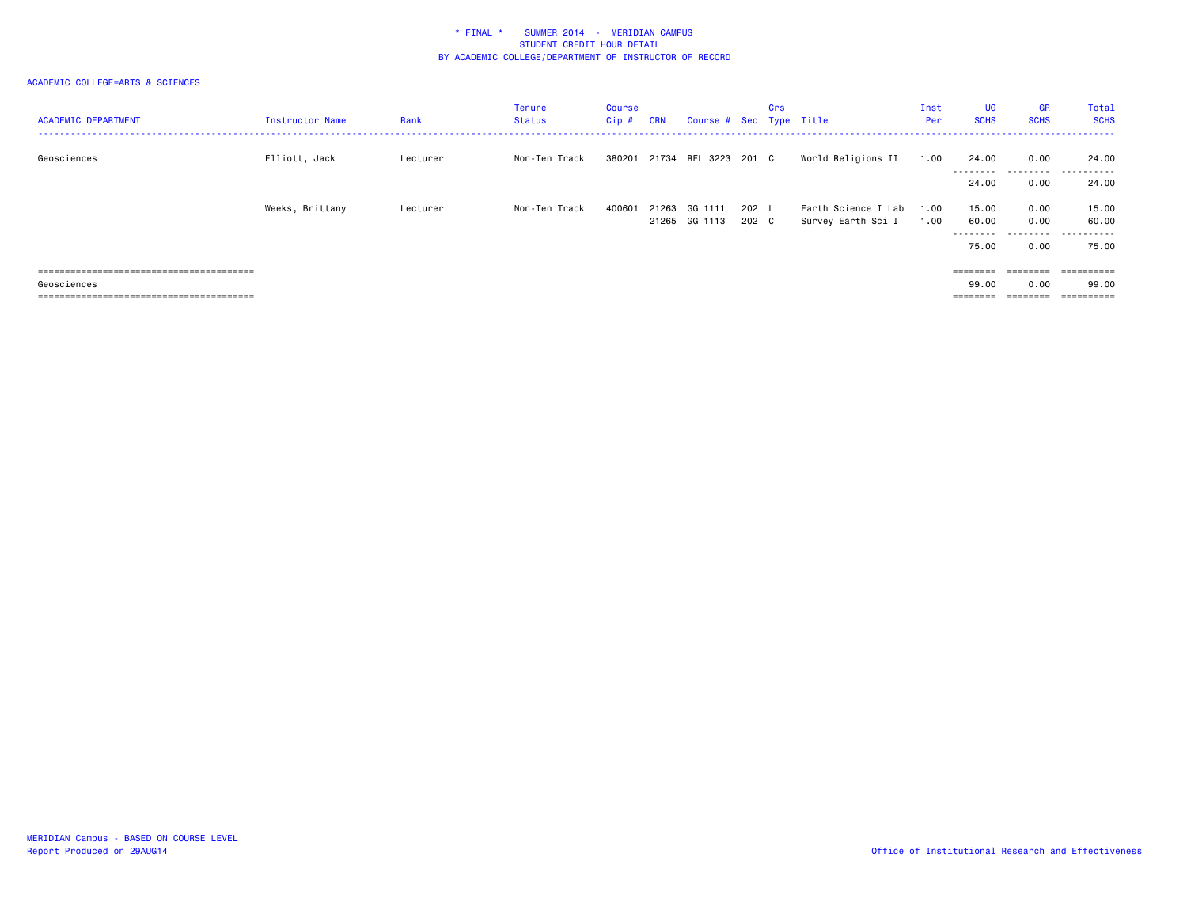\* FINAL \*    SUMMER 2014 - MERIDIAN CAMPUS
STUDENT CREDIT HOUR DETAIL
BY ACADEMIC COLLEGE/DEPARTMENT OF INSTRUCTOR OF RECORD

ACADEMIC COLLEGE=ARTS & SCIENCES

| ACADEMIC DEPARTMENT | Instructor Name | Rank | Tenure Status | Course Cip # | CRN | Course # | Sec | Crs Type | Title | Inst Per | UG SCHS | GR SCHS | Total SCHS |
|---|---|---|---|---|---|---|---|---|---|---|---|---|---|
| Geosciences | Elliott, Jack | Lecturer | Non-Ten Track | 380201 | 21734 | REL 3223 | 201 | C | World Religions II | 1.00 | 24.00 | 0.00 | 24.00 |
| | | | | | | | | | | | 24.00 | 0.00 | 24.00 |
| | Weeks, Brittany | Lecturer | Non-Ten Track | 400601 | 21263 | GG 1111 | 202 | L | Earth Science I Lab | 1.00 | 15.00 | 0.00 | 15.00 |
| | | | | | 21265 | GG 1113 | 202 | C | Survey Earth Sci I | 1.00 | 60.00 | 0.00 | 60.00 |
| | | | | | | | | | | | 75.00 | 0.00 | 75.00 |
| Geosciences | | | | | | | | | | | 99.00 | 0.00 | 99.00 |

MERIDIAN Campus - BASED ON COURSE LEVEL
Report Produced on 29AUG14

Office of Institutional Research and Effectiveness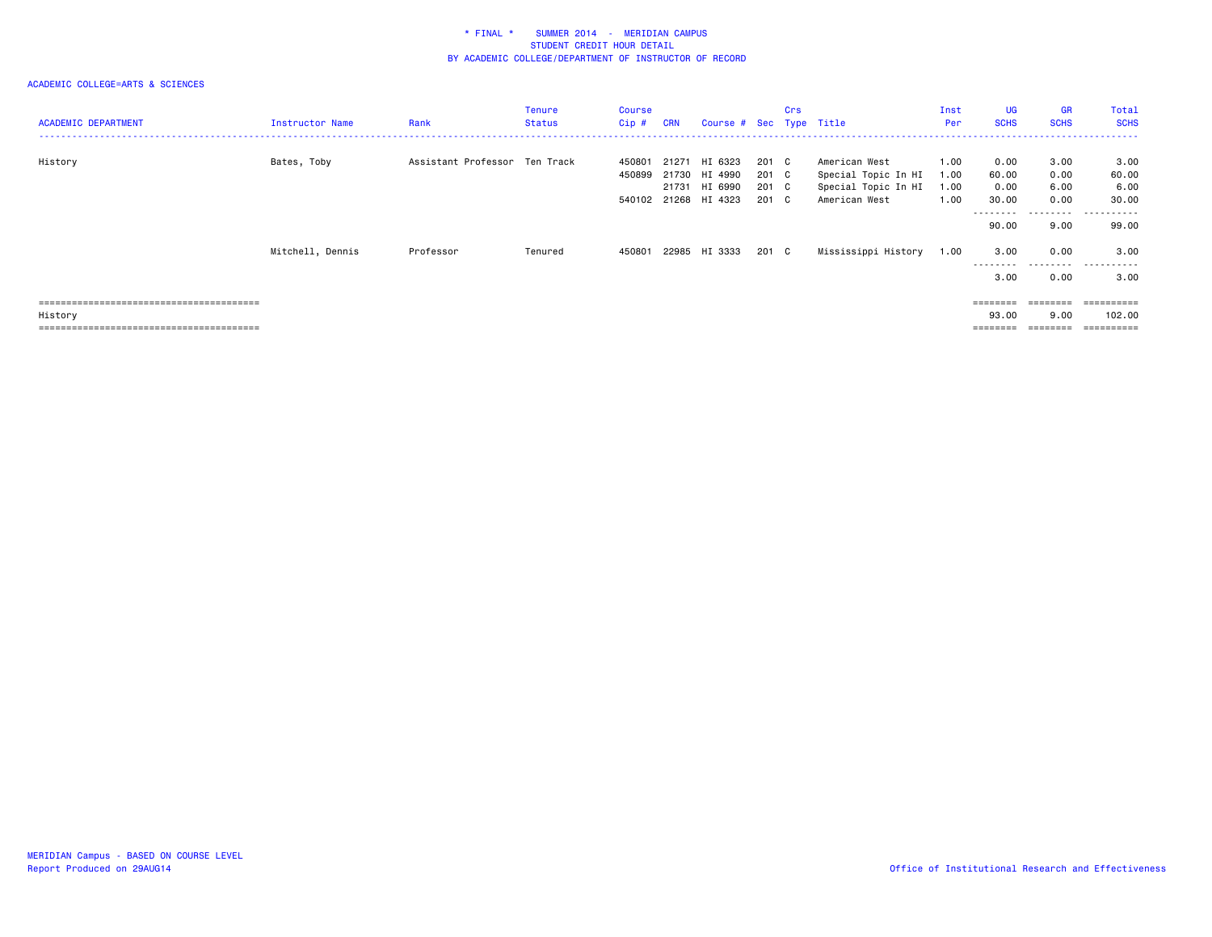\* FINAL \* SUMMER 2014 - MERIDIAN CAMPUS
STUDENT CREDIT HOUR DETAIL
BY ACADEMIC COLLEGE/DEPARTMENT OF INSTRUCTOR OF RECORD

ACADEMIC COLLEGE=ARTS & SCIENCES

| ACADEMIC DEPARTMENT | Instructor Name | Rank | Tenure Status | Course Cip # | CRN | Course # | Sec | Crs Type | Title | Inst Per | UG SCHS | GR SCHS | Total SCHS |
|---|---|---|---|---|---|---|---|---|---|---|---|---|---|
| History | Bates, Toby | Assistant Professor | Ten Track | 450801 | 21271 | HI 6323 | 201 | C | American West | 1.00 | 0.00 | 3.00 | 3.00 |
| | | | | 450899 | 21730 | HI 4990 | 201 | C | Special Topic In HI | 1.00 | 60.00 | 0.00 | 60.00 |
| | | | | | 21731 | HI 6990 | 201 | C | Special Topic In HI | 1.00 | 0.00 | 6.00 | 6.00 |
| | | | | 540102 | 21268 | HI 4323 | 201 | C | American West | 1.00 | 30.00 | 0.00 | 30.00 |
| | | | | | | | | | | | 90.00 | 9.00 | 99.00 |
| | Mitchell, Dennis | Professor | Tenured | 450801 | 22985 | HI 3333 | 201 | C | Mississippi History | 1.00 | 3.00 | 0.00 | 3.00 |
| | | | | | | | | | | | 3.00 | 0.00 | 3.00 |
| History | | | | | | | | | | | 93.00 | 9.00 | 102.00 |

MERIDIAN Campus - BASED ON COURSE LEVEL
Report Produced on 29AUG14

Office of Institutional Research and Effectiveness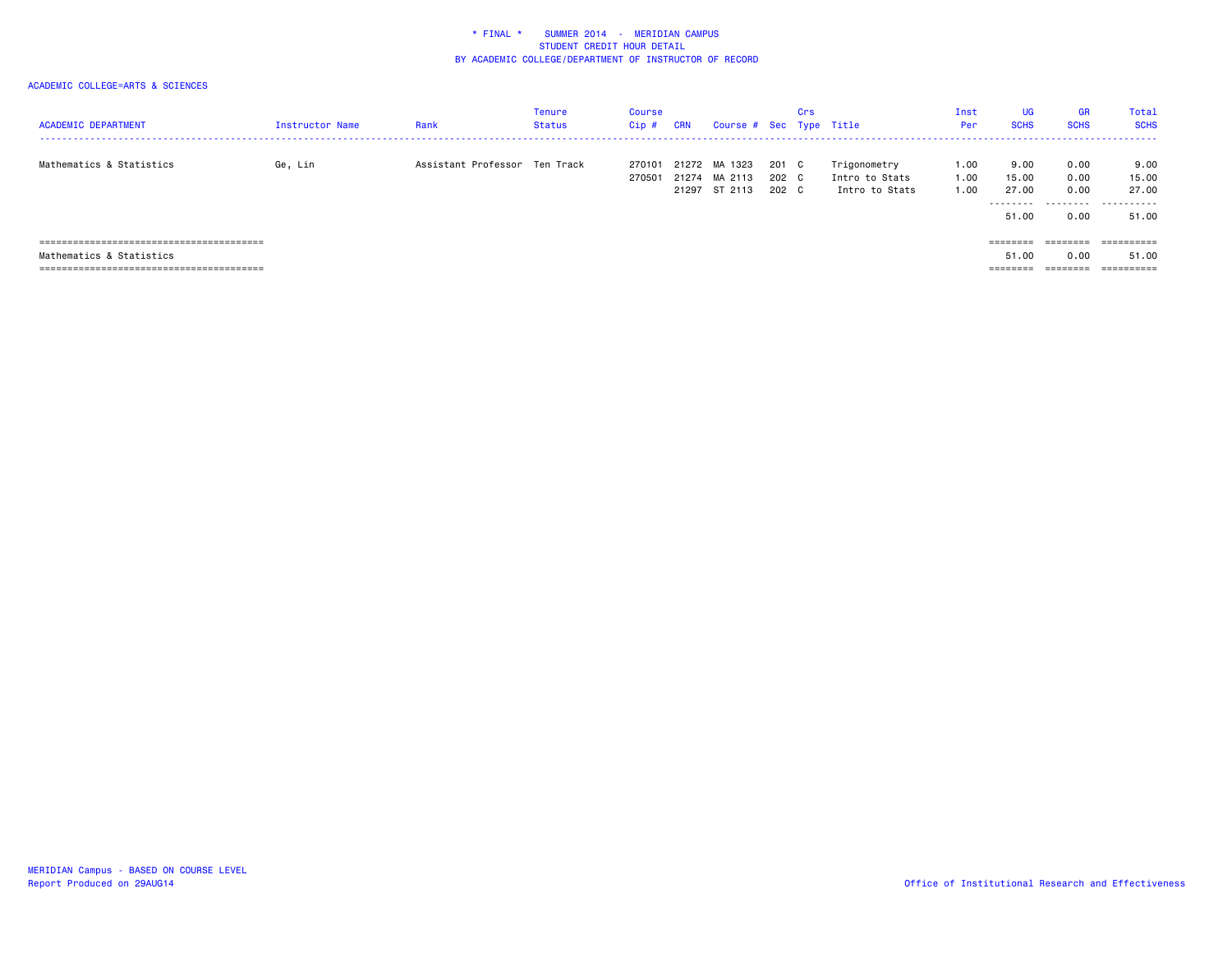\* FINAL \*    SUMMER 2014 - MERIDIAN CAMPUS
STUDENT CREDIT HOUR DETAIL
BY ACADEMIC COLLEGE/DEPARTMENT OF INSTRUCTOR OF RECORD

ACADEMIC COLLEGE=ARTS & SCIENCES

| ACADEMIC DEPARTMENT | Instructor Name | Rank | Tenure Status | Course Cip # | CRN | Course # | Sec | Crs Type | Title | Inst Per | UG SCHS | GR SCHS | Total SCHS |
|---|---|---|---|---|---|---|---|---|---|---|---|---|---|
| Mathematics & Statistics | Ge, Lin | Assistant Professor | Ten Track | 270101 | 21272 | MA 1323 | 201 | C | Trigonometry | 1.00 | 9.00 | 0.00 | 9.00 |
| | | | | 270501 | 21274 | MA 2113 | 202 | C | Intro to Stats | 1.00 | 15.00 | 0.00 | 15.00 |
| | | | | | 21297 | ST 2113 | 202 | C | Intro to Stats | 1.00 | 27.00 | 0.00 | 27.00 |
| | | | | | | | | | | | 51.00 | 0.00 | 51.00 |
| Mathematics & Statistics | | | | | | | | | | | 51.00 | 0.00 | 51.00 |

MERIDIAN Campus - BASED ON COURSE LEVEL
Report Produced on 29AUG14

Office of Institutional Research and Effectiveness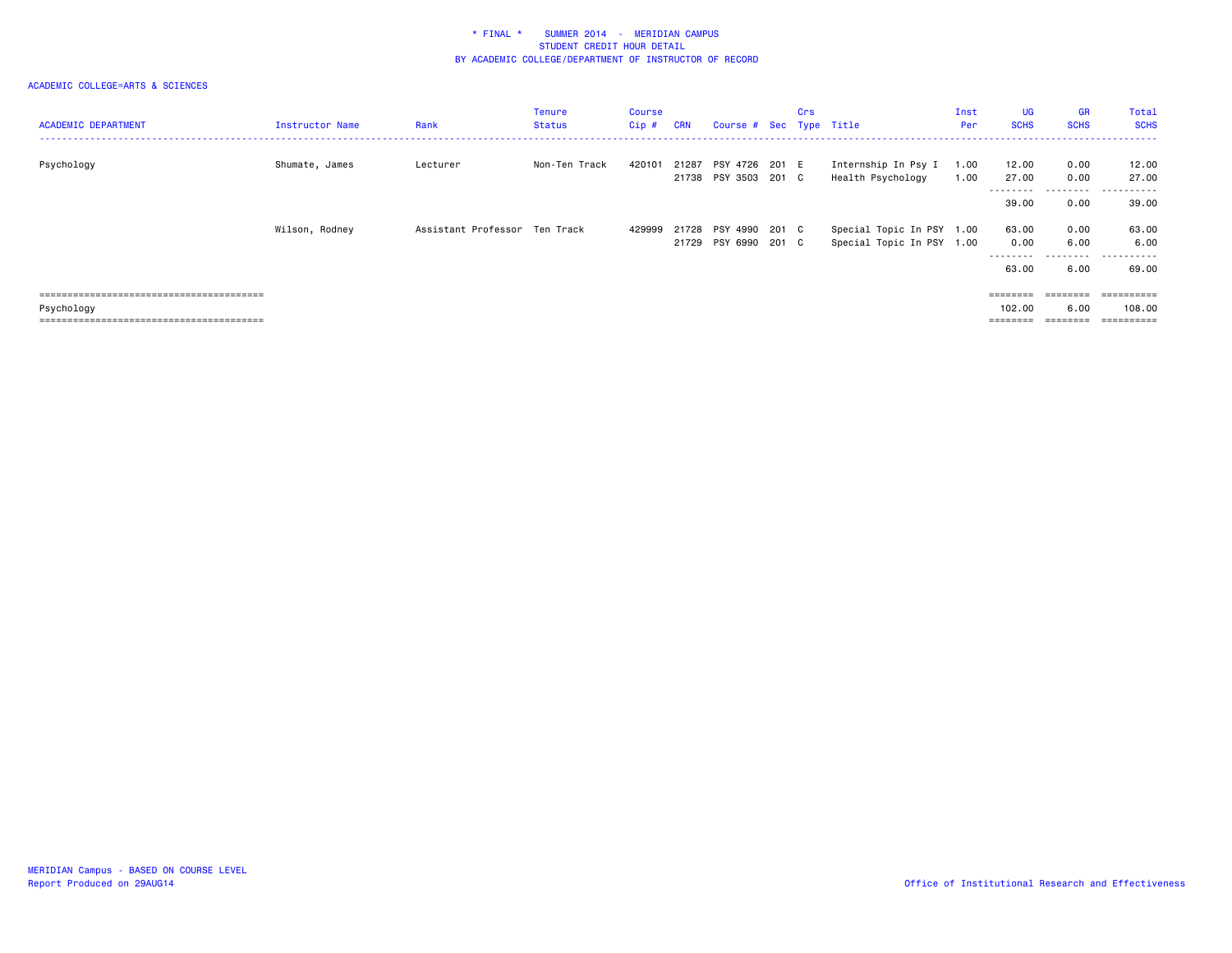\* FINAL \*    SUMMER 2014  -  MERIDIAN CAMPUS
STUDENT CREDIT HOUR DETAIL
BY ACADEMIC COLLEGE/DEPARTMENT OF INSTRUCTOR OF RECORD

ACADEMIC COLLEGE=ARTS & SCIENCES

| ACADEMIC DEPARTMENT | Instructor Name | Rank | Tenure Status | Course Cip # | CRN | Course # | Sec | Crs Type | Title | Inst Per | UG SCHS | GR SCHS | Total SCHS |
|---|---|---|---|---|---|---|---|---|---|---|---|---|---|
| Psychology | Shumate, James | Lecturer | Non-Ten Track | 420101 | 21287 | PSY 4726 | 201 | E | Internship In Psy I | 1.00 | 12.00 | 0.00 | 12.00 |
| | | | | | 21738 | PSY 3503 | 201 | C | Health Psychology | 1.00 | 27.00 | 0.00 | 27.00 |
| | | | | | | | | | | | 39.00 | 0.00 | 39.00 |
| | Wilson, Rodney | Assistant Professor | Ten Track | 429999 | 21728 | PSY 4990 | 201 | C | Special Topic In PSY | 1.00 | 63.00 | 0.00 | 63.00 |
| | | | | | 21729 | PSY 6990 | 201 | C | Special Topic In PSY | 1.00 | 0.00 | 6.00 | 6.00 |
| | | | | | | | | | | | 63.00 | 6.00 | 69.00 |
| Psychology | | | | | | | | | | | 102.00 | 6.00 | 108.00 |

MERIDIAN Campus - BASED ON COURSE LEVEL
Report Produced on 29AUG14

Office of Institutional Research and Effectiveness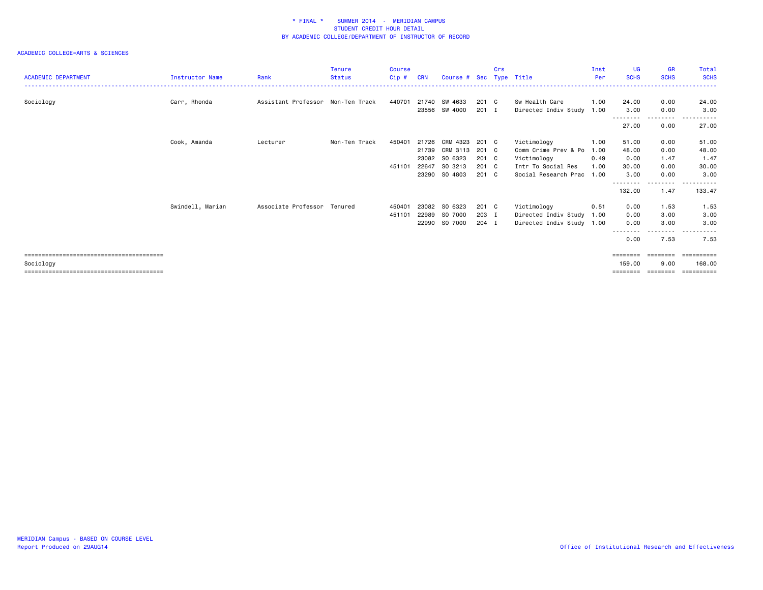\* FINAL \*    SUMMER 2014 - MERIDIAN CAMPUS
STUDENT CREDIT HOUR DETAIL
BY ACADEMIC COLLEGE/DEPARTMENT OF INSTRUCTOR OF RECORD

ACADEMIC COLLEGE=ARTS & SCIENCES

| ACADEMIC DEPARTMENT | Instructor Name | Rank | Tenure Status | Course Cip # | CRN | Course # | Sec | Crs Type | Title | Inst Per | UG SCHS | GR SCHS | Total SCHS |
|---|---|---|---|---|---|---|---|---|---|---|---|---|---|
| Sociology | Carr, Rhonda | Assistant Professor | Non-Ten Track | 440701 | 21740 | SW 4633 | 201 | C | Sw Health Care | 1.00 | 24.00 | 0.00 | 24.00 |
| | | | | | 23556 | SW 4000 | 201 | I | Directed Indiv Study | 1.00 | 3.00 | 0.00 | 3.00 |
| | | | | | | | | | | | 27.00 | 0.00 | 27.00 |
| | Cook, Amanda | Lecturer | Non-Ten Track | 450401 | 21726 | CRM 4323 | 201 | C | Victimology | 1.00 | 51.00 | 0.00 | 51.00 |
| | | | | | 21739 | CRM 3113 | 201 | C | Comm Crime Prev & Po | 1.00 | 48.00 | 0.00 | 48.00 |
| | | | | | 23082 | SO 6323 | 201 | C | Victimology | 0.49 | 0.00 | 1.47 | 1.47 |
| | | | | 451101 | 22647 | SO 3213 | 201 | C | Intr To Social Res | 1.00 | 30.00 | 0.00 | 30.00 |
| | | | | | 23290 | SO 4803 | 201 | C | Social Research Prac | 1.00 | 3.00 | 0.00 | 3.00 |
| | | | | | | | | | | | 132.00 | 1.47 | 133.47 |
| | Swindell, Marian | Associate Professor | Tenured | 450401 | 23082 | SO 6323 | 201 | C | Victimology | 0.51 | 0.00 | 1.53 | 1.53 |
| | | | | 451101 | 22989 | SO 7000 | 203 | I | Directed Indiv Study | 1.00 | 0.00 | 3.00 | 3.00 |
| | | | | | 22990 | SO 7000 | 204 | I | Directed Indiv Study | 1.00 | 0.00 | 3.00 | 3.00 |
| | | | | | | | | | | | 0.00 | 7.53 | 7.53 |
| Sociology | | | | | | | | | | | 159.00 | 9.00 | 168.00 |

MERIDIAN Campus - BASED ON COURSE LEVEL
Report Produced on 29AUG14

Office of Institutional Research and Effectiveness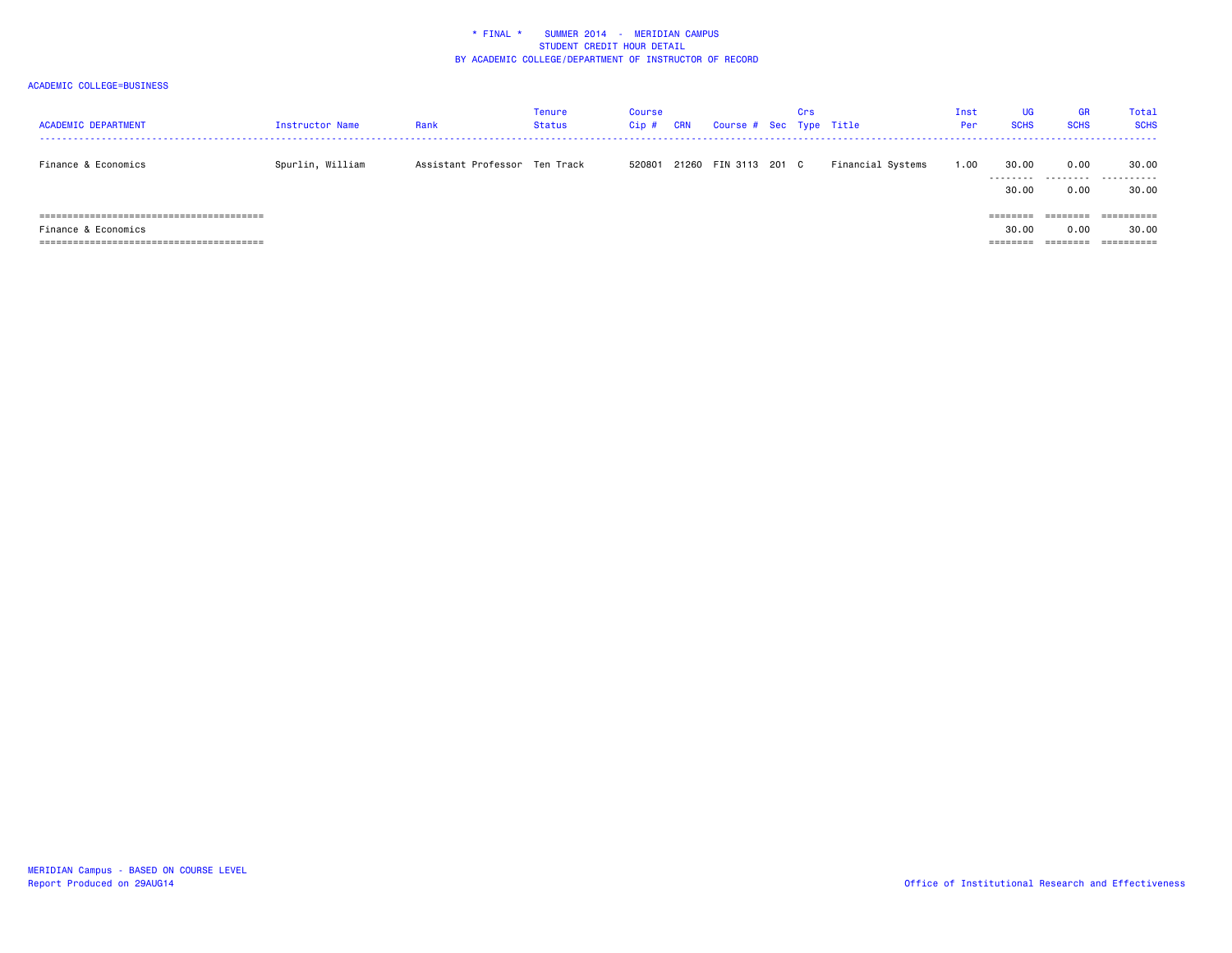\* FINAL \*    SUMMER 2014  -  MERIDIAN CAMPUS
STUDENT CREDIT HOUR DETAIL
BY ACADEMIC COLLEGE/DEPARTMENT OF INSTRUCTOR OF RECORD

ACADEMIC COLLEGE=BUSINESS

| ACADEMIC DEPARTMENT | Instructor Name | Rank | Tenure Status | Course Cip # | CRN | Course # | Sec | Crs Type | Title | Inst Per | UG SCHS | GR SCHS | Total SCHS |
|---|---|---|---|---|---|---|---|---|---|---|---|---|---|
| Finance & Economics | Spurlin, William | Assistant Professor | Ten Track | 520801 | 21260 | FIN 3113 | 201 | C | Financial Systems | 1.00 | 30.00 | 0.00 | 30.00 |
| | | | | | | | | | | | 30.00 | 0.00 | 30.00 |
| Finance & Economics | | | | | | | | | | | 30.00 | 0.00 | 30.00 |

MERIDIAN Campus - BASED ON COURSE LEVEL
Report Produced on 29AUG14

Office of Institutional Research and Effectiveness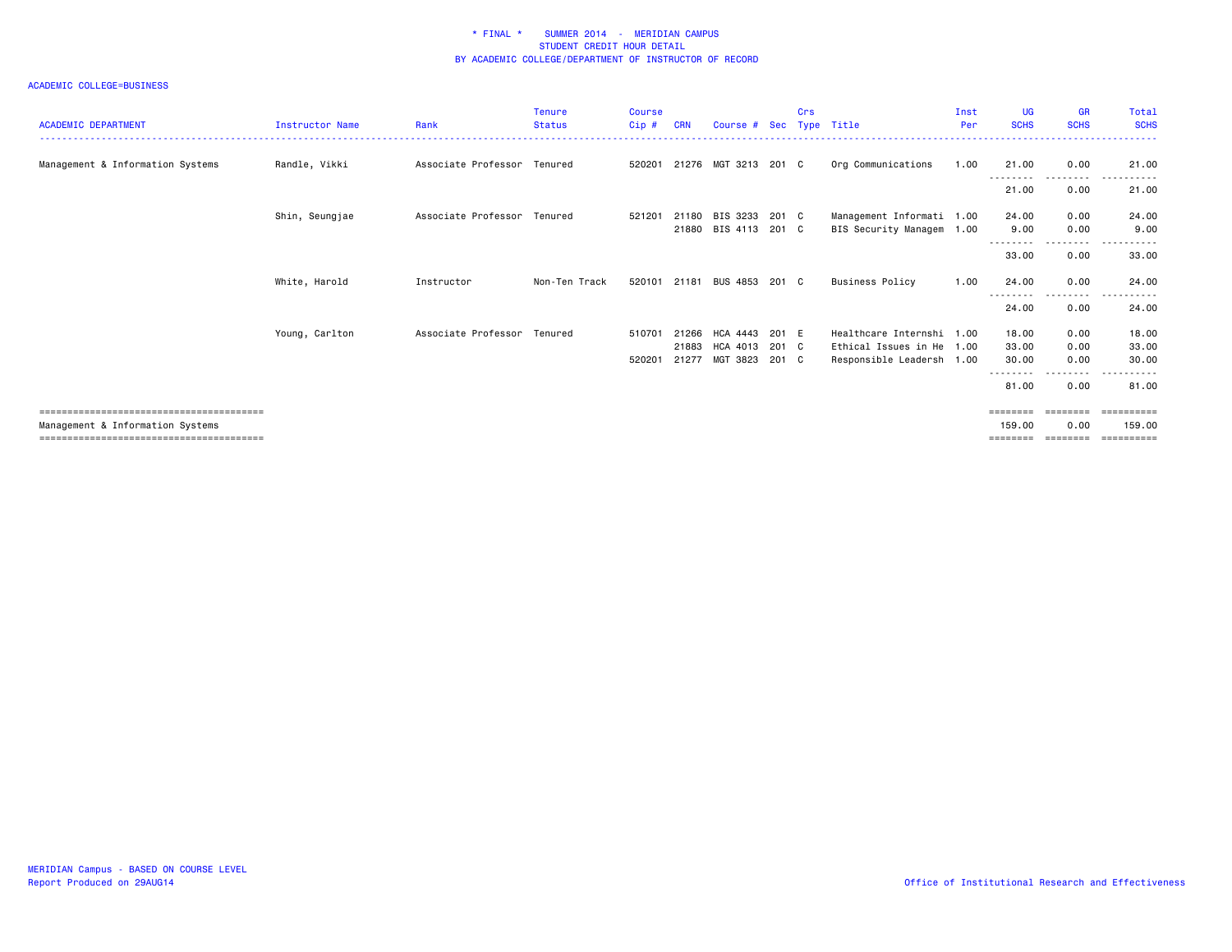\* FINAL \*    SUMMER 2014  -  MERIDIAN CAMPUS
STUDENT CREDIT HOUR DETAIL
BY ACADEMIC COLLEGE/DEPARTMENT OF INSTRUCTOR OF RECORD

ACADEMIC COLLEGE=BUSINESS

| ACADEMIC DEPARTMENT | Instructor Name | Rank | Tenure Status | Course Cip # | CRN | Course # | Sec | Crs Type | Title | Inst Per | UG SCHS | GR SCHS | Total SCHS |
|---|---|---|---|---|---|---|---|---|---|---|---|---|---|
| Management & Information Systems | Randle, Vikki | Associate Professor | Tenured | 520201 | 21276 | MGT 3213 | 201 | C | Org Communications | 1.00 | 21.00 | 0.00 | 21.00 |
| | | | | | | | | | | | 21.00 | 0.00 | 21.00 |
| | Shin, Seungjae | Associate Professor | Tenured | 521201 | 21180 | BIS 3233 | 201 | C | Management Informati | 1.00 | 24.00 | 0.00 | 24.00 |
| | | | | | 21880 | BIS 4113 | 201 | C | BIS Security Managem | 1.00 | 9.00 | 0.00 | 9.00 |
| | | | | | | | | | | | 33.00 | 0.00 | 33.00 |
| | White, Harold | Instructor | Non-Ten Track | 520101 | 21181 | BUS 4853 | 201 | C | Business Policy | 1.00 | 24.00 | 0.00 | 24.00 |
| | | | | | | | | | | | 24.00 | 0.00 | 24.00 |
| | Young, Carlton | Associate Professor | Tenured | 510701 | 21266 | HCA 4443 | 201 | E | Healthcare Internshi | 1.00 | 18.00 | 0.00 | 18.00 |
| | | | | | 21883 | HCA 4013 | 201 | C | Ethical Issues in He | 1.00 | 33.00 | 0.00 | 33.00 |
| | | | | 520201 | 21277 | MGT 3823 | 201 | C | Responsible Leadersh | 1.00 | 30.00 | 0.00 | 30.00 |
| | | | | | | | | | | | 81.00 | 0.00 | 81.00 |
| Management & Information Systems | | | | | | | | | | | 159.00 | 0.00 | 159.00 |

MERIDIAN Campus - BASED ON COURSE LEVEL
Report Produced on 29AUG14

Office of Institutional Research and Effectiveness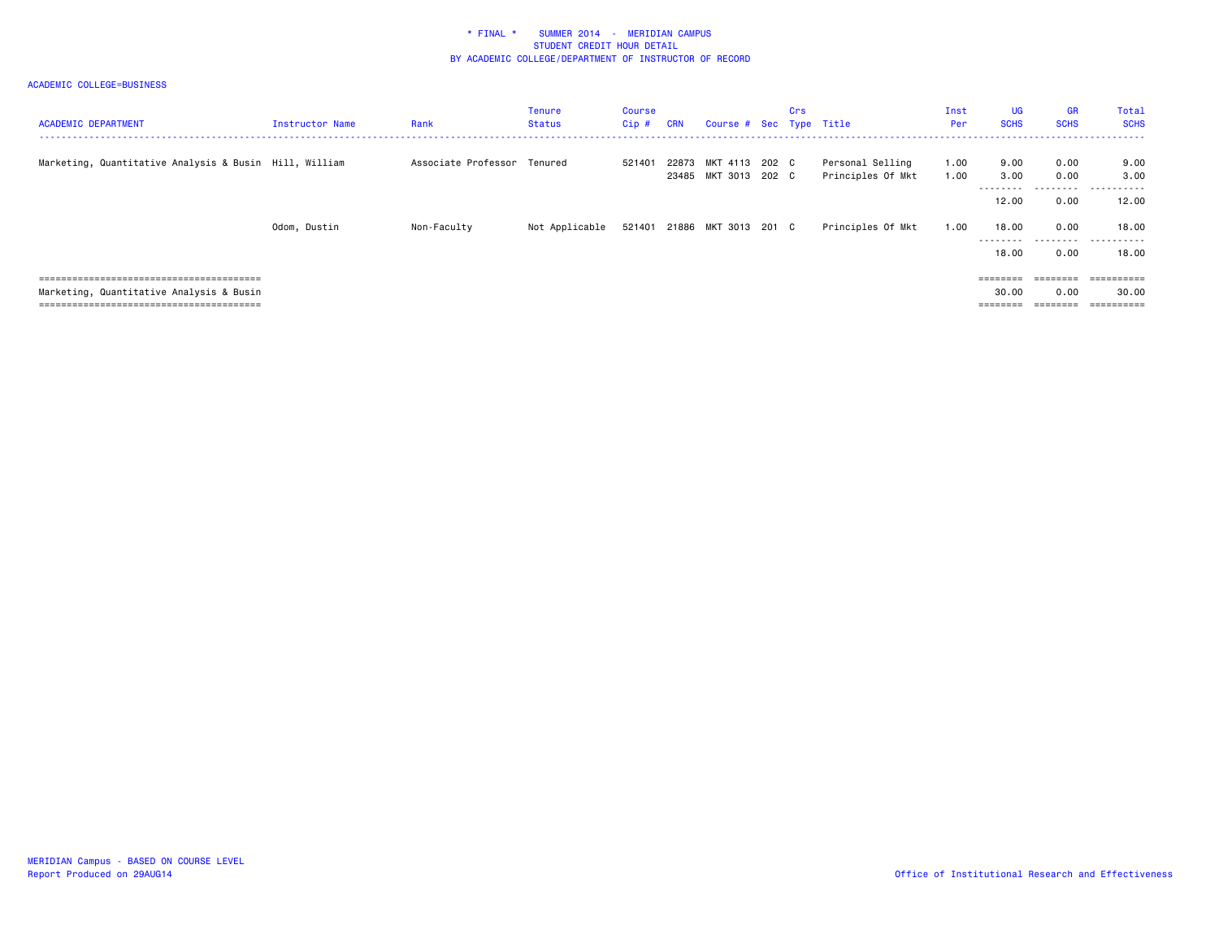\* FINAL \*   SUMMER 2014 - MERIDIAN CAMPUS
STUDENT CREDIT HOUR DETAIL
BY ACADEMIC COLLEGE/DEPARTMENT OF INSTRUCTOR OF RECORD

ACADEMIC COLLEGE=BUSINESS

| ACADEMIC DEPARTMENT | Instructor Name | Rank | Tenure Status | Course Cip # | CRN | Course # | Sec | Crs Type | Title | Inst Per | UG SCHS | GR SCHS | Total SCHS |
|---|---|---|---|---|---|---|---|---|---|---|---|---|---|
| Marketing, Quantitative Analysis & Busin | Hill, William | Associate Professor | Tenured | 521401 | 22873 | MKT 4113 | 202 | C | Personal Selling | 1.00 | 9.00 | 0.00 | 9.00 |
| | | | | | 23485 | MKT 3013 | 202 | C | Principles Of Mkt | 1.00 | 3.00 | 0.00 | 3.00 |
| | | | | | | | | | | | 12.00 | 0.00 | 12.00 |
| | Odom, Dustin | Non-Faculty | Not Applicable | 521401 | 21886 | MKT 3013 | 201 | C | Principles Of Mkt | 1.00 | 18.00 | 0.00 | 18.00 |
| | | | | | | | | | | | 18.00 | 0.00 | 18.00 |
| Marketing, Quantitative Analysis & Busin | | | | | | | | | | | 30.00 | 0.00 | 30.00 |

MERIDIAN Campus - BASED ON COURSE LEVEL
Report Produced on 29AUG14

Office of Institutional Research and Effectiveness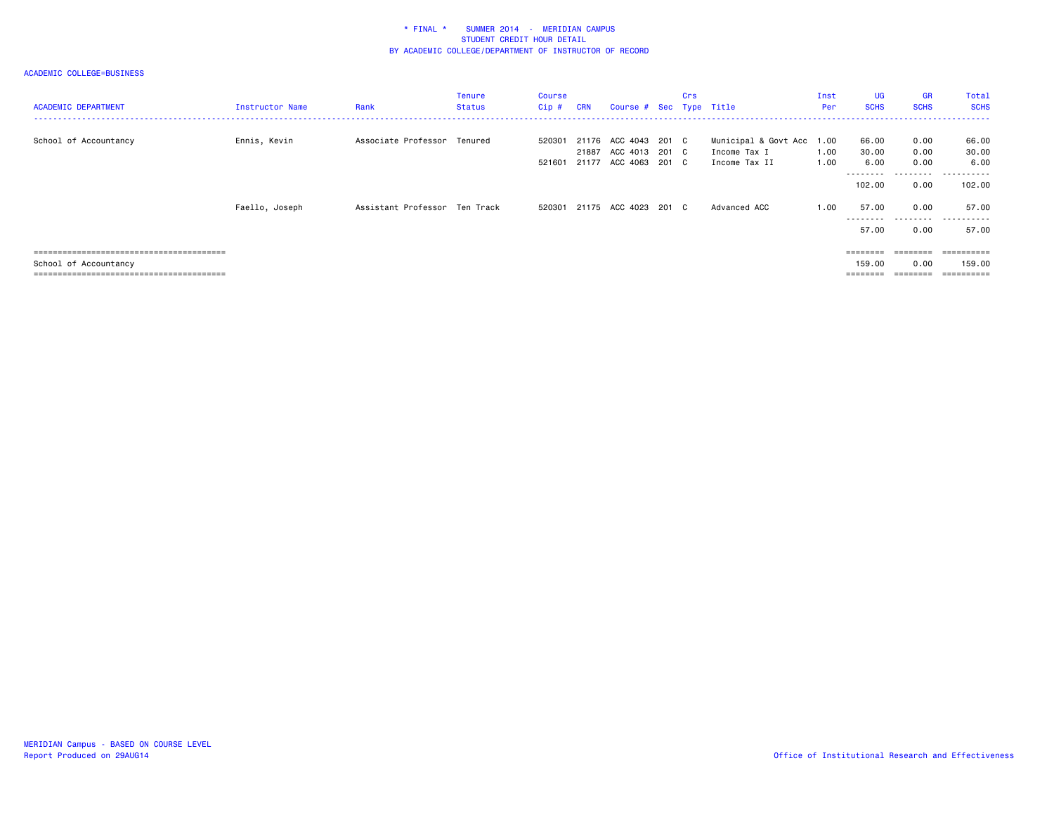\* FINAL \*    SUMMER 2014  -  MERIDIAN CAMPUS
STUDENT CREDIT HOUR DETAIL
BY ACADEMIC COLLEGE/DEPARTMENT OF INSTRUCTOR OF RECORD

ACADEMIC COLLEGE=BUSINESS

| ACADEMIC DEPARTMENT | Instructor Name | Rank | Tenure Status | Course Cip # | CRN | Course # | Sec | Crs Type | Title | Inst Per | UG SCHS | GR SCHS | Total SCHS |
|---|---|---|---|---|---|---|---|---|---|---|---|---|---|
| School of Accountancy | Ennis, Kevin | Associate Professor | Tenured | 520301 | 21176 | ACC 4043 | 201 | C | Municipal & Govt Acc | 1.00 | 66.00 | 0.00 | 66.00 |
| | | | | | 21887 | ACC 4013 | 201 | C | Income Tax I | 1.00 | 30.00 | 0.00 | 30.00 |
| | | | | 521601 | 21177 | ACC 4063 | 201 | C | Income Tax II | 1.00 | 6.00 | 0.00 | 6.00 |
| | | | | | | | | | | | 102.00 | 0.00 | 102.00 |
| | Faello, Joseph | Assistant Professor | Ten Track | 520301 | 21175 | ACC 4023 | 201 | C | Advanced ACC | 1.00 | 57.00 | 0.00 | 57.00 |
| | | | | | | | | | | | 57.00 | 0.00 | 57.00 |
| School of Accountancy | | | | | | | | | | | 159.00 | 0.00 | 159.00 |

MERIDIAN Campus - BASED ON COURSE LEVEL
Report Produced on 29AUG14

Office of Institutional Research and Effectiveness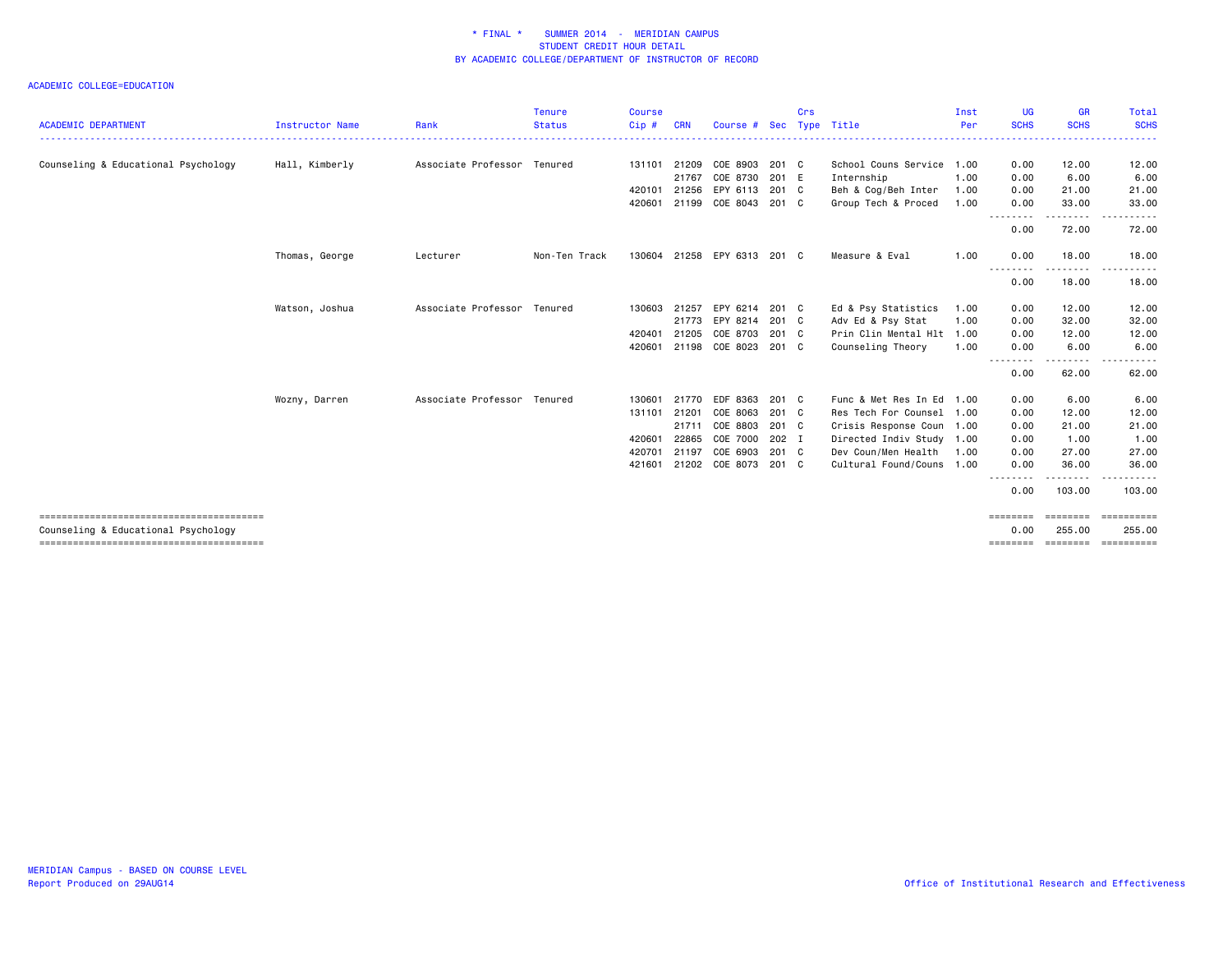\* FINAL \* SUMMER 2014 - MERIDIAN CAMPUS
STUDENT CREDIT HOUR DETAIL
BY ACADEMIC COLLEGE/DEPARTMENT OF INSTRUCTOR OF RECORD

ACADEMIC COLLEGE=EDUCATION

| ACADEMIC DEPARTMENT | Instructor Name | Rank | Tenure Status | Course Cip # | CRN | Course # | Sec | Crs Type | Title | Inst Per | UG SCHS | GR SCHS | Total SCHS |
|---|---|---|---|---|---|---|---|---|---|---|---|---|---|
| Counseling & Educational Psychology | Hall, Kimberly | Associate Professor | Tenured | 131101 | 21209 | COE 8903 | 201 | C | School Couns Service | 1.00 | 0.00 | 12.00 | 12.00 |
| | | | | | 21767 | COE 8730 | 201 | E | Internship | 1.00 | 0.00 | 6.00 | 6.00 |
| | | | | 420101 | 21256 | EPY 6113 | 201 | C | Beh & Cog/Beh Inter | 1.00 | 0.00 | 21.00 | 21.00 |
| | | | | 420601 | 21199 | COE 8043 | 201 | C | Group Tech & Proced | 1.00 | 0.00 | 33.00 | 33.00 |
| | | | | | | | | | | | 0.00 | 72.00 | 72.00 |
| | Thomas, George | Lecturer | Non-Ten Track | 130604 | 21258 | EPY 6313 | 201 | C | Measure & Eval | 1.00 | 0.00 | 18.00 | 18.00 |
| | | | | | | | | | | | 0.00 | 18.00 | 18.00 |
| | Watson, Joshua | Associate Professor | Tenured | 130603 | 21257 | EPY 6214 | 201 | C | Ed & Psy Statistics | 1.00 | 0.00 | 12.00 | 12.00 |
| | | | | | 21773 | EPY 8214 | 201 | C | Adv Ed & Psy Stat | 1.00 | 0.00 | 32.00 | 32.00 |
| | | | | 420401 | 21205 | COE 8703 | 201 | C | Prin Clin Mental Hlt | 1.00 | 0.00 | 12.00 | 12.00 |
| | | | | 420601 | 21198 | COE 8023 | 201 | C | Counseling Theory | 1.00 | 0.00 | 6.00 | 6.00 |
| | | | | | | | | | | | 0.00 | 62.00 | 62.00 |
| | Wozny, Darren | Associate Professor | Tenured | 130601 | 21770 | EDF 8363 | 201 | C | Func & Met Res In Ed | 1.00 | 0.00 | 6.00 | 6.00 |
| | | | | 131101 | 21201 | COE 8063 | 201 | C | Res Tech For Counsel | 1.00 | 0.00 | 12.00 | 12.00 |
| | | | | | 21711 | COE 8803 | 201 | C | Crisis Response Coun | 1.00 | 0.00 | 21.00 | 21.00 |
| | | | | 420601 | 22865 | COE 7000 | 202 | I | Directed Indiv Study | 1.00 | 0.00 | 1.00 | 1.00 |
| | | | | 420701 | 21197 | COE 6903 | 201 | C | Dev Coun/Men Health | 1.00 | 0.00 | 27.00 | 27.00 |
| | | | | 421601 | 21202 | COE 8073 | 201 | C | Cultural Found/Couns | 1.00 | 0.00 | 36.00 | 36.00 |
| | | | | | | | | | | | 0.00 | 103.00 | 103.00 |
| Counseling & Educational Psychology | | | | | | | | | | | 0.00 | 255.00 | 255.00 |

MERIDIAN Campus - BASED ON COURSE LEVEL
Report Produced on 29AUG14

Office of Institutional Research and Effectiveness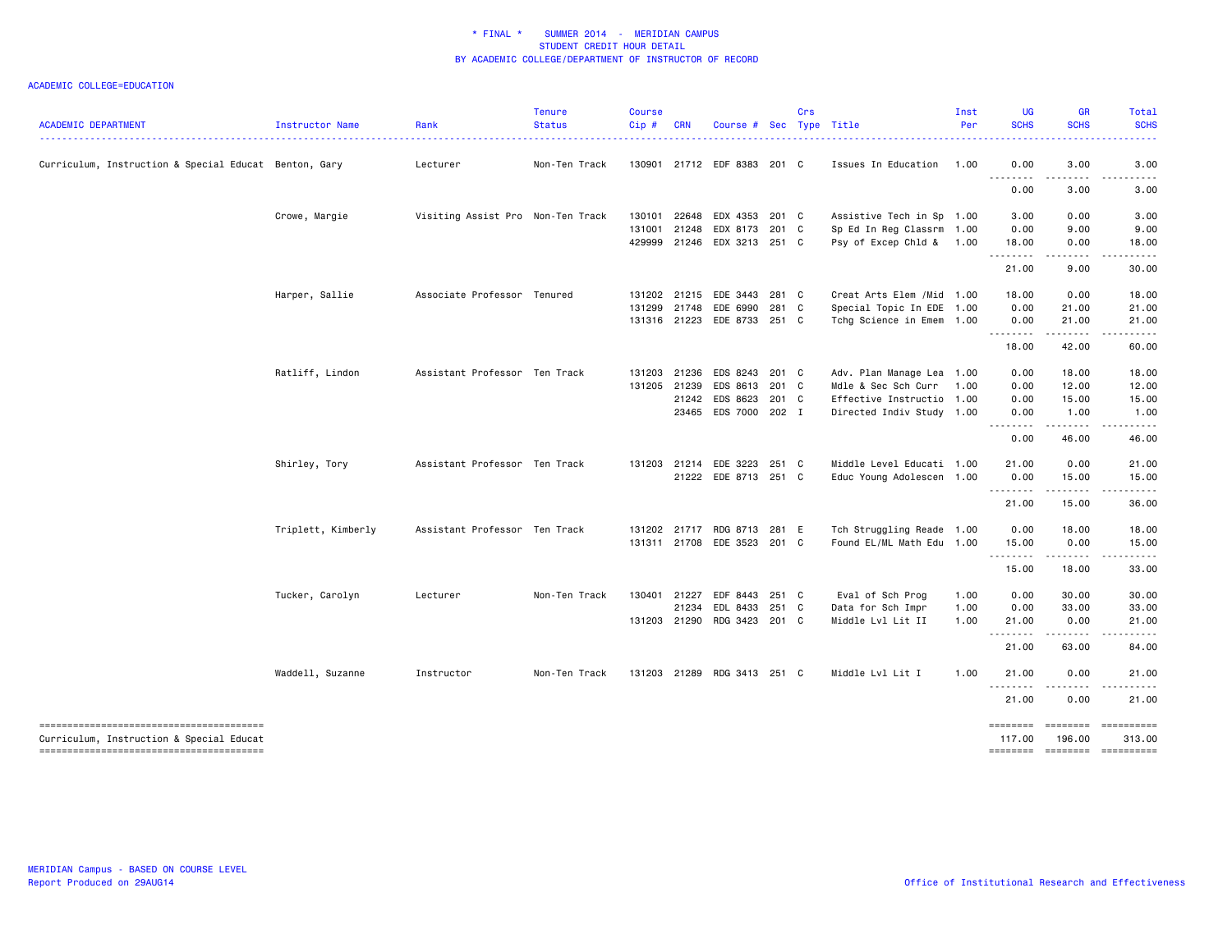\* FINAL \* SUMMER 2014 - MERIDIAN CAMPUS
STUDENT CREDIT HOUR DETAIL
BY ACADEMIC COLLEGE/DEPARTMENT OF INSTRUCTOR OF RECORD

ACADEMIC COLLEGE=EDUCATION

| ACADEMIC DEPARTMENT | Instructor Name | Rank | Tenure Status | Course Cip # | CRN | Course # | Sec | Crs Type | Title | Inst Per | UG SCHS | GR SCHS | Total SCHS |
|---|---|---|---|---|---|---|---|---|---|---|---|---|---|
| Curriculum, Instruction & Special Educat | Benton, Gary | Lecturer | Non-Ten Track | 130901 | 21712 | EDF 8383 | 201 | C | Issues In Education | 1.00 | 0.00 | 3.00 | 3.00 |
| | | | | | | | | | | | 0.00 | 3.00 | 3.00 |
| | Crowe, Margie | Visiting Assist Pro | Non-Ten Track | 130101 | 22648 | EDX 4353 | 201 | C | Assistive Tech in Sp | 1.00 | 3.00 | 0.00 | 3.00 |
| | | | | 131001 | 21248 | EDX 8173 | 201 | C | Sp Ed In Reg Classrm | 1.00 | 0.00 | 9.00 | 9.00 |
| | | | | 429999 | 21246 | EDX 3213 | 251 | C | Psy of Excep Chld & | 1.00 | 18.00 | 0.00 | 18.00 |
| | | | | | | | | | | | 21.00 | 9.00 | 30.00 |
| | Harper, Sallie | Associate Professor | Tenured | 131202 | 21215 | EDE 3443 | 281 | C | Creat Arts Elem /Mid | 1.00 | 18.00 | 0.00 | 18.00 |
| | | | | 131299 | 21748 | EDE 6990 | 281 | C | Special Topic In EDE | 1.00 | 0.00 | 21.00 | 21.00 |
| | | | | 131316 | 21223 | EDE 8733 | 251 | C | Tchg Science in Emem | 1.00 | 0.00 | 21.00 | 21.00 |
| | | | | | | | | | | | 18.00 | 42.00 | 60.00 |
| | Ratliff, Lindon | Assistant Professor | Ten Track | 131203 | 21236 | EDS 8243 | 201 | C | Adv. Plan Manage Lea | 1.00 | 0.00 | 18.00 | 18.00 |
| | | | | 131205 | 21239 | EDS 8613 | 201 | C | Mdle & Sec Sch Curr | 1.00 | 0.00 | 12.00 | 12.00 |
| | | | | | 21242 | EDS 8623 | 201 | C | Effective Instructio | 1.00 | 0.00 | 15.00 | 15.00 |
| | | | | | 23465 | EDS 7000 | 202 | I | Directed Indiv Study | 1.00 | 0.00 | 1.00 | 1.00 |
| | | | | | | | | | | | 0.00 | 46.00 | 46.00 |
| | Shirley, Tory | Assistant Professor | Ten Track | 131203 | 21214 | EDE 3223 | 251 | C | Middle Level Educati | 1.00 | 21.00 | 0.00 | 21.00 |
| | | | | | 21222 | EDE 8713 | 251 | C | Educ Young Adolescen | 1.00 | 0.00 | 15.00 | 15.00 |
| | | | | | | | | | | | 21.00 | 15.00 | 36.00 |
| | Triplett, Kimberly | Assistant Professor | Ten Track | 131202 | 21717 | RDG 8713 | 281 | E | Tch Struggling Reade | 1.00 | 0.00 | 18.00 | 18.00 |
| | | | | 131311 | 21708 | EDE 3523 | 201 | C | Found EL/ML Math Edu | 1.00 | 15.00 | 0.00 | 15.00 |
| | | | | | | | | | | | 15.00 | 18.00 | 33.00 |
| | Tucker, Carolyn | Lecturer | Non-Ten Track | 130401 | 21227 | EDF 8443 | 251 | C | Eval of Sch Prog | 1.00 | 0.00 | 30.00 | 30.00 |
| | | | | | 21234 | EDL 8433 | 251 | C | Data for Sch Impr | 1.00 | 0.00 | 33.00 | 33.00 |
| | | | | 131203 | 21290 | RDG 3423 | 201 | C | Middle Lvl Lit II | 1.00 | 21.00 | 0.00 | 21.00 |
| | | | | | | | | | | | 21.00 | 63.00 | 84.00 |
| | Waddell, Suzanne | Instructor | Non-Ten Track | 131203 | 21289 | RDG 3413 | 251 | C | Middle Lvl Lit I | 1.00 | 21.00 | 0.00 | 21.00 |
| | | | | | | | | | | | 21.00 | 0.00 | 21.00 |
| Curriculum, Instruction & Special Educat | | | | | | | | | | | 117.00 | 196.00 | 313.00 |

MERIDIAN Campus - BASED ON COURSE LEVEL
Report Produced on 29AUG14

Office of Institutional Research and Effectiveness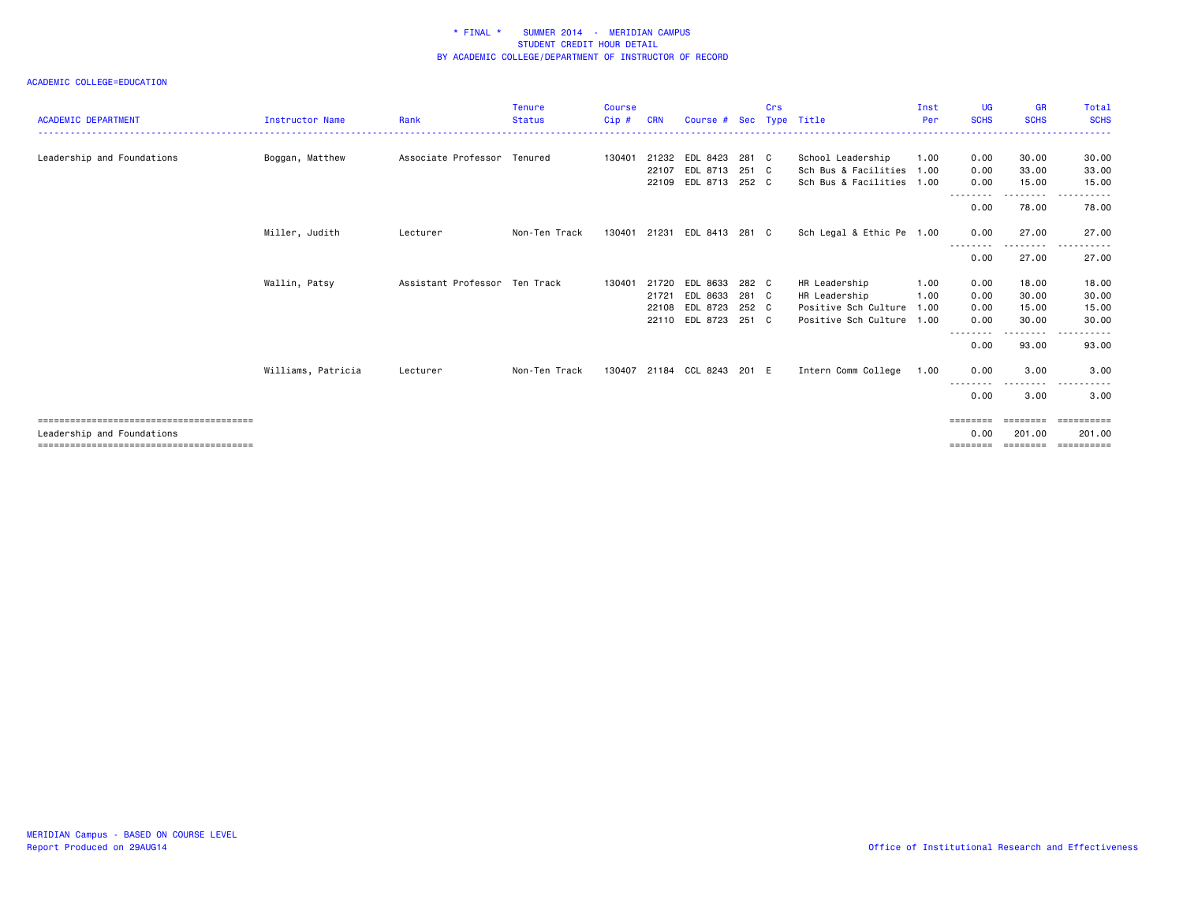\* FINAL \*    SUMMER 2014 - MERIDIAN CAMPUS
STUDENT CREDIT HOUR DETAIL
BY ACADEMIC COLLEGE/DEPARTMENT OF INSTRUCTOR OF RECORD

ACADEMIC COLLEGE=EDUCATION

| ACADEMIC DEPARTMENT | Instructor Name | Rank | Tenure Status | Course Cip # | CRN | Course # | Sec | Crs Type | Title | Inst Per | UG SCHS | GR SCHS | Total SCHS |
|---|---|---|---|---|---|---|---|---|---|---|---|---|---|
| Leadership and Foundations | Boggan, Matthew | Associate Professor | Tenured | 130401 | 21232 | EDL 8423 | 281 | C | School Leadership | 1.00 | 0.00 | 30.00 | 30.00 |
| | | | | | 22107 | EDL 8713 | 251 | C | Sch Bus & Facilities | 1.00 | 0.00 | 33.00 | 33.00 |
| | | | | | 22109 | EDL 8713 | 252 | C | Sch Bus & Facilities | 1.00 | 0.00 | 15.00 | 15.00 |
| | | | | | | | | | | | 0.00 | 78.00 | 78.00 |
| | Miller, Judith | Lecturer | Non-Ten Track | 130401 | 21231 | EDL 8413 | 281 | C | Sch Legal & Ethic Pe | 1.00 | 0.00 | 27.00 | 27.00 |
| | | | | | | | | | | | 0.00 | 27.00 | 27.00 |
| | Wallin, Patsy | Assistant Professor | Ten Track | 130401 | 21720 | EDL 8633 | 282 | C | HR Leadership | 1.00 | 0.00 | 18.00 | 18.00 |
| | | | | | 21721 | EDL 8633 | 281 | C | HR Leadership | 1.00 | 0.00 | 30.00 | 30.00 |
| | | | | | 22108 | EDL 8723 | 252 | C | Positive Sch Culture | 1.00 | 0.00 | 15.00 | 15.00 |
| | | | | | 22110 | EDL 8723 | 251 | C | Positive Sch Culture | 1.00 | 0.00 | 30.00 | 30.00 |
| | | | | | | | | | | | 0.00 | 93.00 | 93.00 |
| | Williams, Patricia | Lecturer | Non-Ten Track | 130407 | 21184 | CCL 8243 | 201 | E | Intern Comm College | 1.00 | 0.00 | 3.00 | 3.00 |
| | | | | | | | | | | | 0.00 | 3.00 | 3.00 |
| Leadership and Foundations | | | | | | | | | | | 0.00 | 201.00 | 201.00 |

MERIDIAN Campus - BASED ON COURSE LEVEL
Report Produced on 29AUG14

Office of Institutional Research and Effectiveness